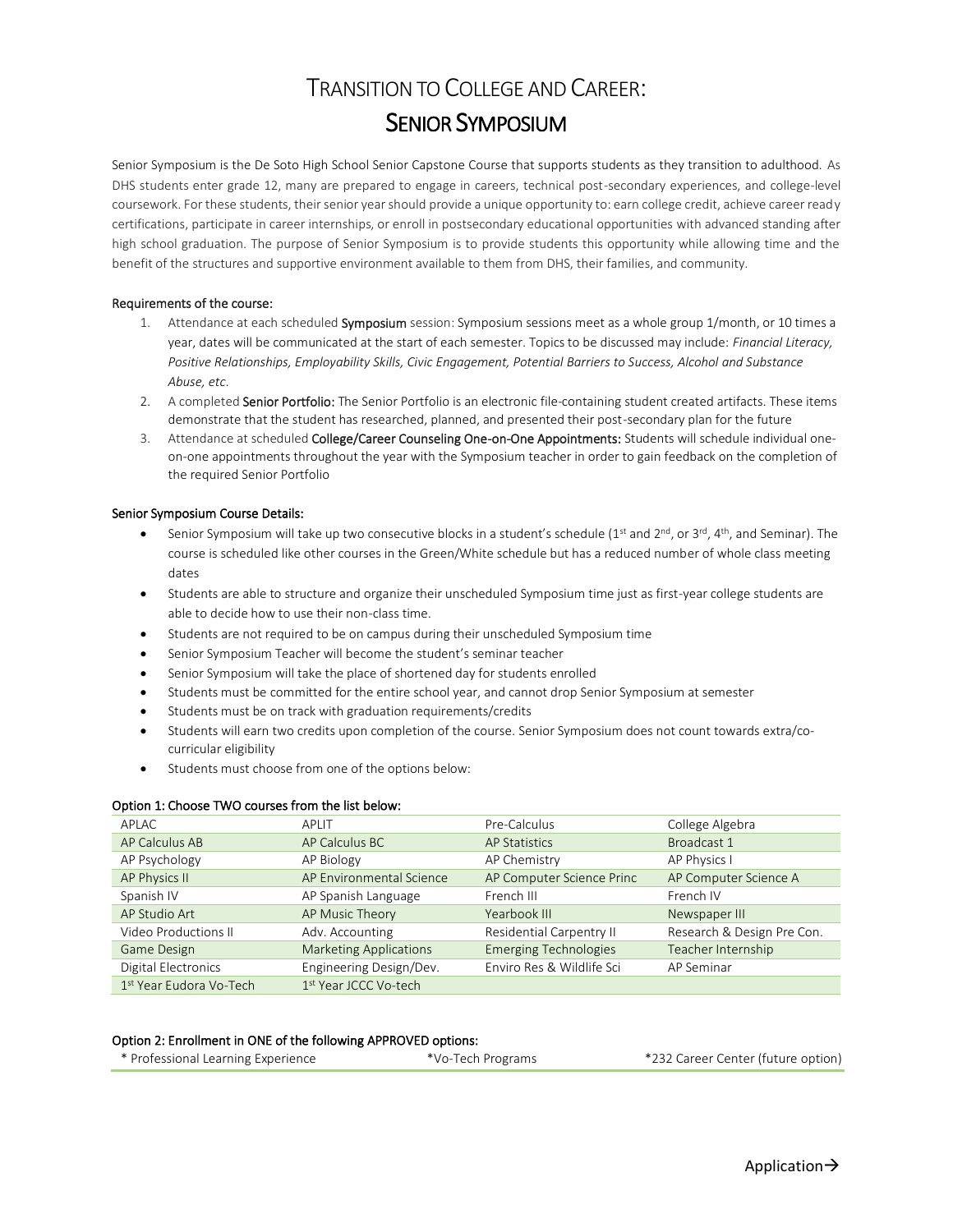# Transition to College and Career:
## Senior Symposium

Senior Symposium is the De Soto High School Senior Capstone Course that supports students as they transition to adulthood. As DHS students enter grade 12, many are prepared to engage in careers, technical post-secondary experiences, and college-level coursework. For these students, their senior year should provide a unique opportunity to: earn college credit, achieve career ready certifications, participate in career internships, or enroll in postsecondary educational opportunities with advanced standing after high school graduation. The purpose of Senior Symposium is to provide students this opportunity while allowing time and the benefit of the structures and supportive environment available to them from DHS, their families, and community.

**Requirements of the course:**

1. Attendance at each scheduled **Symposium** session: Symposium sessions meet as a whole group 1/month, or 10 times a year, dates will be communicated at the start of each semester. Topics to be discussed may include: *Financial Literacy, Positive Relationships, Employability Skills, Civic Engagement, Potential Barriers to Success, Alcohol and Substance Abuse, etc*.
2. A completed **Senior Portfolio:** The Senior Portfolio is an electronic file-containing student created artifacts. These items demonstrate that the student has researched, planned, and presented their post-secondary plan for the future
3. Attendance at scheduled **College/Career Counseling One-on-One Appointments:** Students will schedule individual one-on-one appointments throughout the year with the Symposium teacher in order to gain feedback on the completion of the required Senior Portfolio

**Senior Symposium Course Details:**

- Senior Symposium will take up two consecutive blocks in a student's schedule (1st and 2nd, or 3rd, 4th, and Seminar). The course is scheduled like other courses in the Green/White schedule but has a reduced number of whole class meeting dates
- Students are able to structure and organize their unscheduled Symposium time just as first-year college students are able to decide how to use their non-class time.
- Students are not required to be on campus during their unscheduled Symposium time
- Senior Symposium Teacher will become the student's seminar teacher
- Senior Symposium will take the place of shortened day for students enrolled
- Students must be committed for the entire school year, and cannot drop Senior Symposium at semester
- Students must be on track with graduation requirements/credits
- Students will earn two credits upon completion of the course. Senior Symposium does not count towards extra/co-curricular eligibility
- Students must choose from one of the options below:

**Option 1: Choose TWO courses from the list below:**

| | | | |
|---|---|---|---|
| APLAC | APLIT | Pre-Calculus | College Algebra |
| AP Calculus AB | AP Calculus BC | AP Statistics | Broadcast 1 |
| AP Psychology | AP Biology | AP Chemistry | AP Physics I |
| AP Physics II | AP Environmental Science | AP Computer Science Princ | AP Computer Science A |
| Spanish IV | AP Spanish Language | French III | French IV |
| AP Studio Art | AP Music Theory | Yearbook III | Newspaper III |
| Video Productions II | Adv. Accounting | Residential Carpentry II | Research & Design Pre Con. |
| Game Design | Marketing Applications | Emerging Technologies | Teacher Internship |
| Digital Electronics | Engineering Design/Dev. | Enviro Res & Wildlife Sci | AP Seminar |
| 1st Year Eudora Vo-Tech | 1st Year JCCC Vo-tech | | |

**Option 2: Enrollment in ONE of the following APPROVED options:**

| | | |
|---|---|---|
| * Professional Learning Experience | *Vo-Tech Programs | *232 Career Center (future option) |

Application→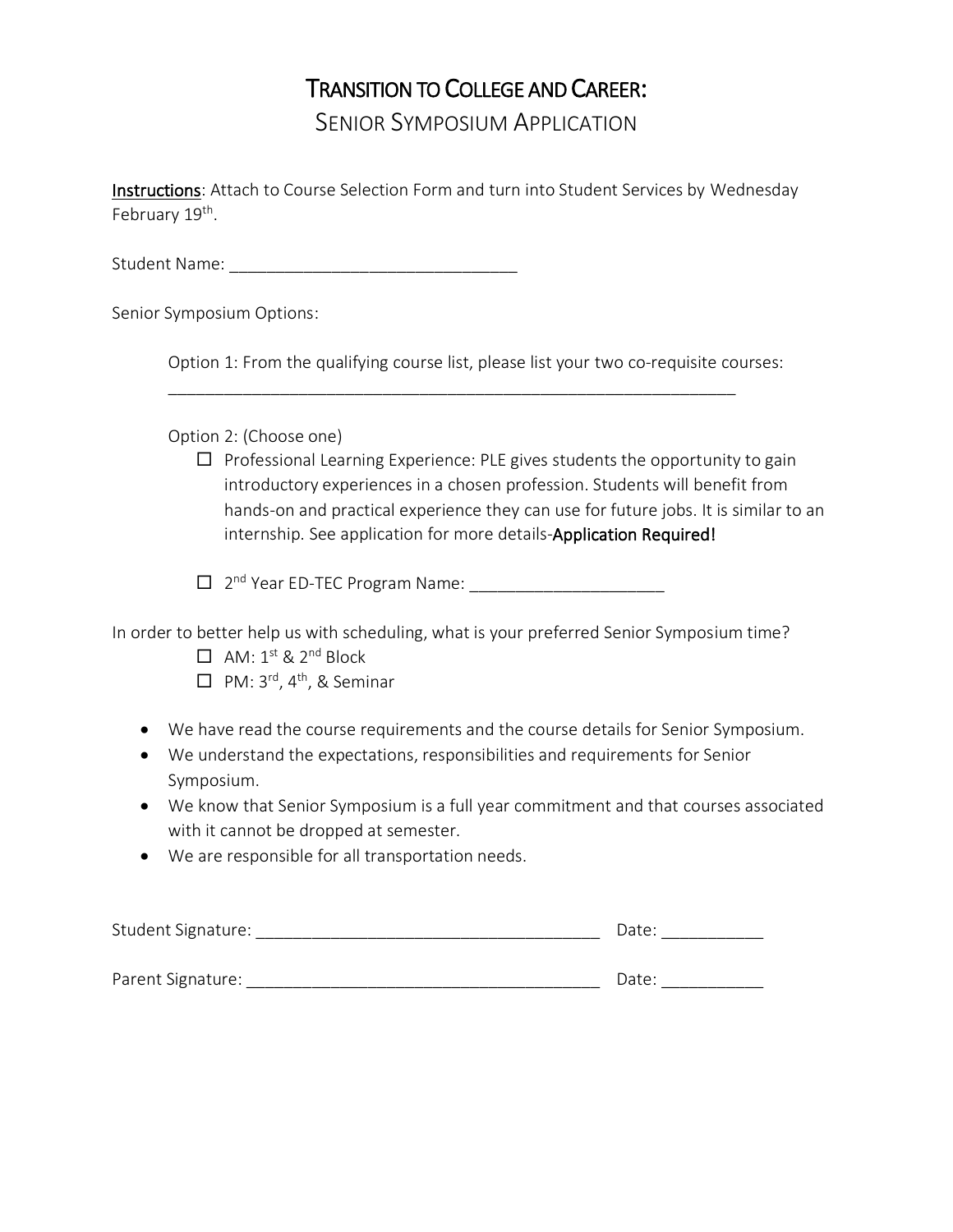# TRANSITION TO COLLEGE AND CAREER:

## SENIOR SYMPOSIUM APPLICATION

**Instructions**: Attach to Course Selection Form and turn into Student Services by Wednesday February 19th.

Student Name: ______________________________

Senior Symposium Options:

Option 1: From the qualifying course list, please list your two co-requisite courses: ____________________________________________________________

Option 2: (Choose one)

- ☐ Professional Learning Experience: PLE gives students the opportunity to gain introductory experiences in a chosen profession. Students will benefit from hands-on and practical experience they can use for future jobs. It is similar to an internship. See application for more details-**Application Required!**
- ☐ 2nd Year ED-TEC Program Name: ____________________

In order to better help us with scheduling, what is your preferred Senior Symposium time?

- ☐ AM: 1st & 2nd Block
- ☐ PM: 3rd, 4th, & Seminar

- We have read the course requirements and the course details for Senior Symposium.
- We understand the expectations, responsibilities and requirements for Senior Symposium.
- We know that Senior Symposium is a full year commitment and that courses associated with it cannot be dropped at semester.
- We are responsible for all transportation needs.

Student Signature: ____________________________________ Date: __________

Parent Signature: _____________________________________ Date: __________